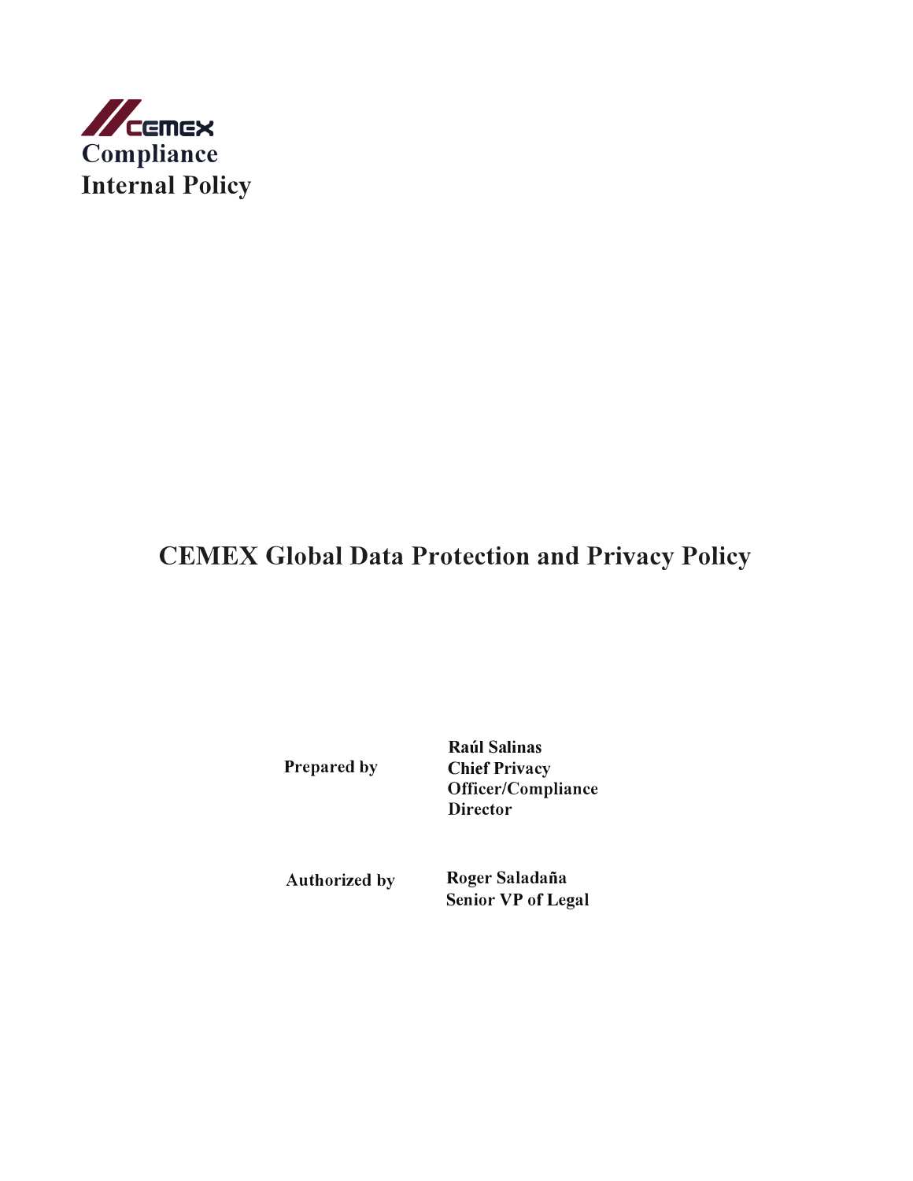CEMEX

**Compliance**
**Internal Policy**

# CEMEX Global Data Protection and Privacy Policy

| | |
|---|---|
| **Prepared by** | **Raúl Salinas**<br>**Chief Privacy Officer/Compliance Director** |
| **Authorized by** | **Roger Saladaña**<br>**Senior VP of Legal** |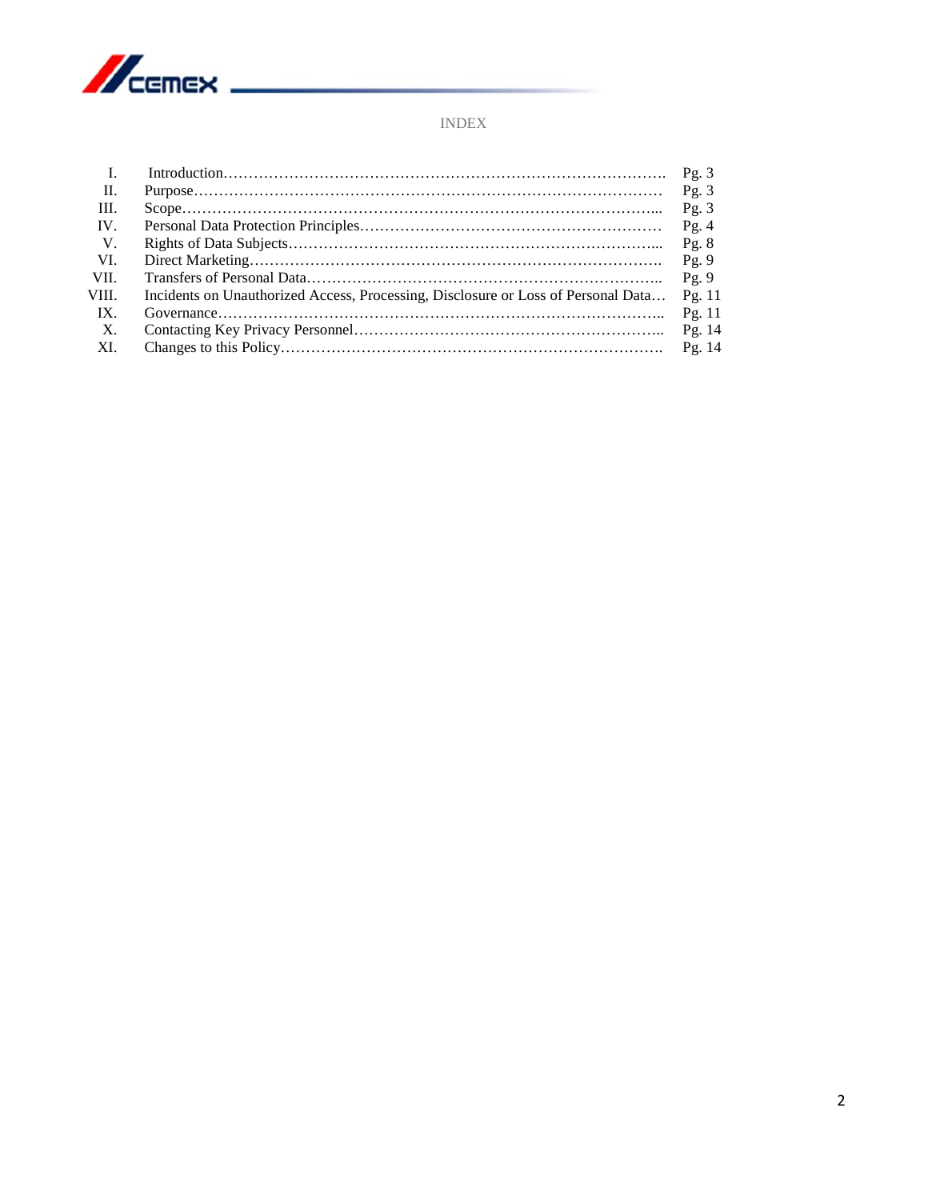# INDEX

| | | |
|---|---|---|
| I. | Introduction | Pg. 3 |
| II. | Purpose | Pg. 3 |
| III. | Scope | Pg. 3 |
| IV. | Personal Data Protection Principles | Pg. 4 |
| V. | Rights of Data Subjects | Pg. 8 |
| VI. | Direct Marketing | Pg. 9 |
| VII. | Transfers of Personal Data | Pg. 9 |
| VIII. | Incidents on Unauthorized Access, Processing, Disclosure or Loss of Personal Data | Pg. 11 |
| IX. | Governance | Pg. 11 |
| X. | Contacting Key Privacy Personnel | Pg. 14 |
| XI. | Changes to this Policy | Pg. 14 |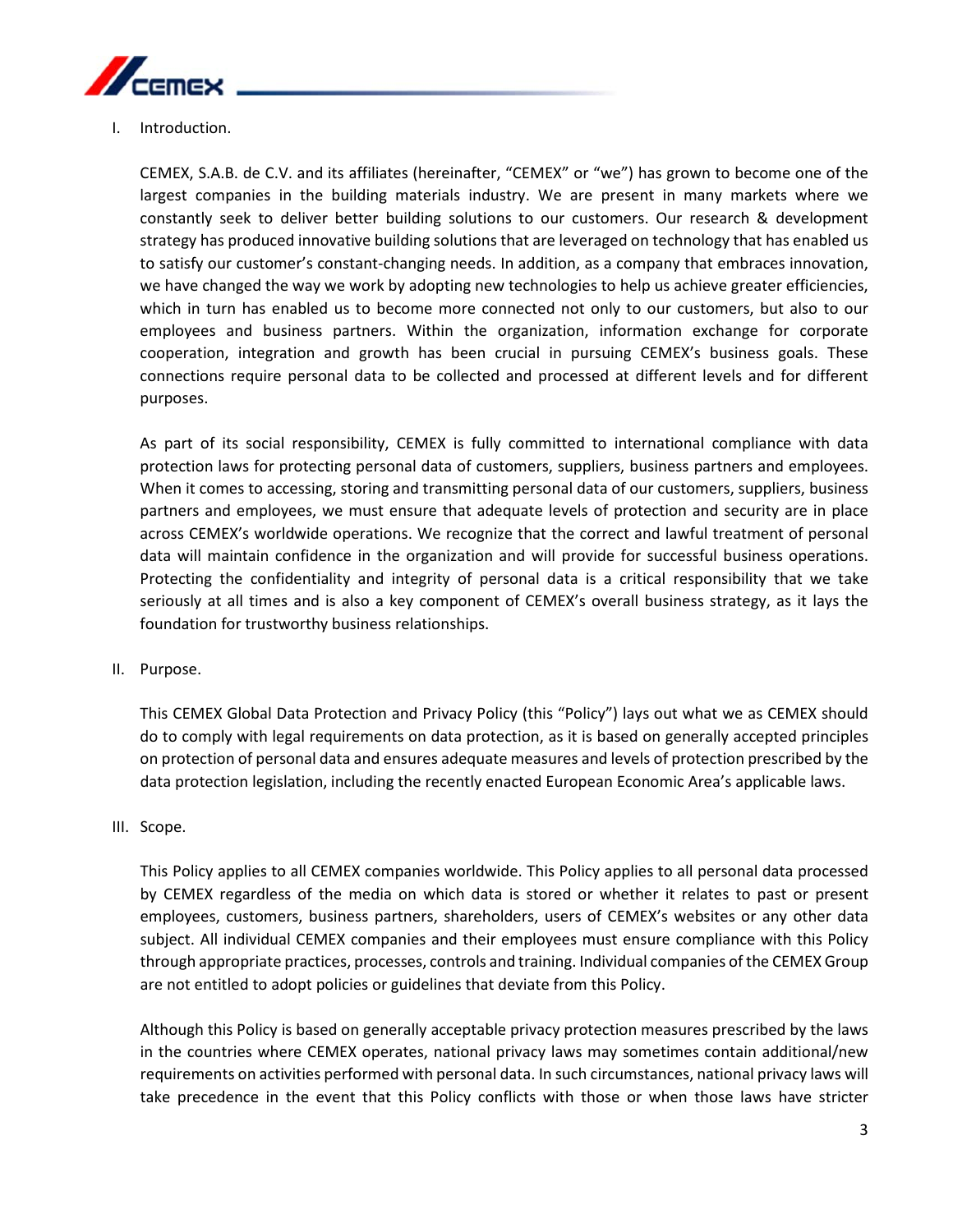## I. Introduction.

CEMEX, S.A.B. de C.V. and its affiliates (hereinafter, "CEMEX" or "we") has grown to become one of the largest companies in the building materials industry. We are present in many markets where we constantly seek to deliver better building solutions to our customers. Our research & development strategy has produced innovative building solutions that are leveraged on technology that has enabled us to satisfy our customer's constant-changing needs. In addition, as a company that embraces innovation, we have changed the way we work by adopting new technologies to help us achieve greater efficiencies, which in turn has enabled us to become more connected not only to our customers, but also to our employees and business partners. Within the organization, information exchange for corporate cooperation, integration and growth has been crucial in pursuing CEMEX's business goals. These connections require personal data to be collected and processed at different levels and for different purposes.

As part of its social responsibility, CEMEX is fully committed to international compliance with data protection laws for protecting personal data of customers, suppliers, business partners and employees. When it comes to accessing, storing and transmitting personal data of our customers, suppliers, business partners and employees, we must ensure that adequate levels of protection and security are in place across CEMEX's worldwide operations. We recognize that the correct and lawful treatment of personal data will maintain confidence in the organization and will provide for successful business operations. Protecting the confidentiality and integrity of personal data is a critical responsibility that we take seriously at all times and is also a key component of CEMEX's overall business strategy, as it lays the foundation for trustworthy business relationships.

## II. Purpose.

This CEMEX Global Data Protection and Privacy Policy (this "Policy") lays out what we as CEMEX should do to comply with legal requirements on data protection, as it is based on generally accepted principles on protection of personal data and ensures adequate measures and levels of protection prescribed by the data protection legislation, including the recently enacted European Economic Area's applicable laws.

## III. Scope.

This Policy applies to all CEMEX companies worldwide. This Policy applies to all personal data processed by CEMEX regardless of the media on which data is stored or whether it relates to past or present employees, customers, business partners, shareholders, users of CEMEX's websites or any other data subject. All individual CEMEX companies and their employees must ensure compliance with this Policy through appropriate practices, processes, controls and training. Individual companies of the CEMEX Group are not entitled to adopt policies or guidelines that deviate from this Policy.

Although this Policy is based on generally acceptable privacy protection measures prescribed by the laws in the countries where CEMEX operates, national privacy laws may sometimes contain additional/new requirements on activities performed with personal data. In such circumstances, national privacy laws will take precedence in the event that this Policy conflicts with those or when those laws have stricter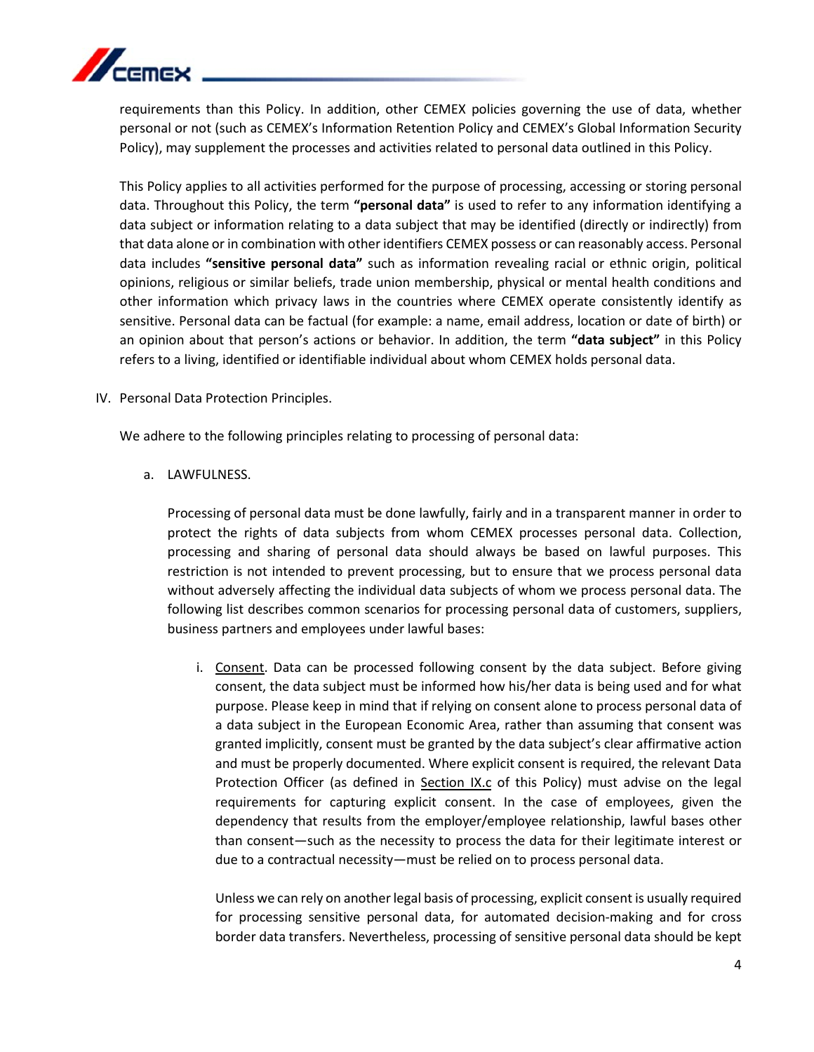requirements than this Policy. In addition, other CEMEX policies governing the use of data, whether personal or not (such as CEMEX's Information Retention Policy and CEMEX's Global Information Security Policy), may supplement the processes and activities related to personal data outlined in this Policy.

This Policy applies to all activities performed for the purpose of processing, accessing or storing personal data. Throughout this Policy, the term **"personal data"** is used to refer to any information identifying a data subject or information relating to a data subject that may be identified (directly or indirectly) from that data alone or in combination with other identifiers CEMEX possess or can reasonably access. Personal data includes **"sensitive personal data"** such as information revealing racial or ethnic origin, political opinions, religious or similar beliefs, trade union membership, physical or mental health conditions and other information which privacy laws in the countries where CEMEX operate consistently identify as sensitive. Personal data can be factual (for example: a name, email address, location or date of birth) or an opinion about that person's actions or behavior. In addition, the term **"data subject"** in this Policy refers to a living, identified or identifiable individual about whom CEMEX holds personal data.

IV. Personal Data Protection Principles.

We adhere to the following principles relating to processing of personal data:

a. LAWFULNESS.

Processing of personal data must be done lawfully, fairly and in a transparent manner in order to protect the rights of data subjects from whom CEMEX processes personal data. Collection, processing and sharing of personal data should always be based on lawful purposes. This restriction is not intended to prevent processing, but to ensure that we process personal data without adversely affecting the individual data subjects of whom we process personal data. The following list describes common scenarios for processing personal data of customers, suppliers, business partners and employees under lawful bases:

i. Consent. Data can be processed following consent by the data subject. Before giving consent, the data subject must be informed how his/her data is being used and for what purpose. Please keep in mind that if relying on consent alone to process personal data of a data subject in the European Economic Area, rather than assuming that consent was granted implicitly, consent must be granted by the data subject's clear affirmative action and must be properly documented. Where explicit consent is required, the relevant Data Protection Officer (as defined in Section IX.c of this Policy) must advise on the legal requirements for capturing explicit consent. In the case of employees, given the dependency that results from the employer/employee relationship, lawful bases other than consent—such as the necessity to process the data for their legitimate interest or due to a contractual necessity—must be relied on to process personal data.

Unless we can rely on another legal basis of processing, explicit consent is usually required for processing sensitive personal data, for automated decision-making and for cross border data transfers. Nevertheless, processing of sensitive personal data should be kept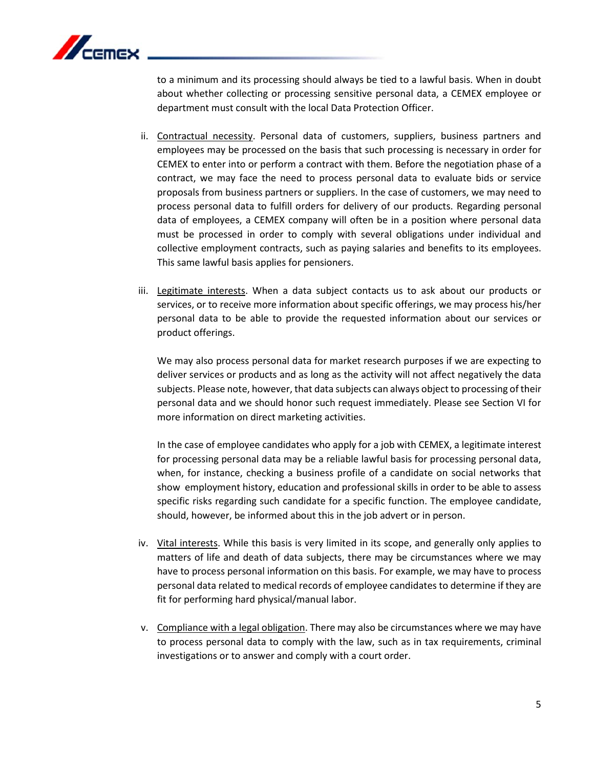to a minimum and its processing should always be tied to a lawful basis. When in doubt about whether collecting or processing sensitive personal data, a CEMEX employee or department must consult with the local Data Protection Officer.

ii. <u>Contractual necessity</u>. Personal data of customers, suppliers, business partners and employees may be processed on the basis that such processing is necessary in order for CEMEX to enter into or perform a contract with them. Before the negotiation phase of a contract, we may face the need to process personal data to evaluate bids or service proposals from business partners or suppliers. In the case of customers, we may need to process personal data to fulfill orders for delivery of our products. Regarding personal data of employees, a CEMEX company will often be in a position where personal data must be processed in order to comply with several obligations under individual and collective employment contracts, such as paying salaries and benefits to its employees. This same lawful basis applies for pensioners.

iii. <u>Legitimate interests</u>. When a data subject contacts us to ask about our products or services, or to receive more information about specific offerings, we may process his/her personal data to be able to provide the requested information about our services or product offerings.

   We may also process personal data for market research purposes if we are expecting to deliver services or products and as long as the activity will not affect negatively the data subjects. Please note, however, that data subjects can always object to processing of their personal data and we should honor such request immediately. Please see Section VI for more information on direct marketing activities.

   In the case of employee candidates who apply for a job with CEMEX, a legitimate interest for processing personal data may be a reliable lawful basis for processing personal data, when, for instance, checking a business profile of a candidate on social networks that show employment history, education and professional skills in order to be able to assess specific risks regarding such candidate for a specific function. The employee candidate, should, however, be informed about this in the job advert or in person.

iv. <u>Vital interests</u>. While this basis is very limited in its scope, and generally only applies to matters of life and death of data subjects, there may be circumstances where we may have to process personal information on this basis. For example, we may have to process personal data related to medical records of employee candidates to determine if they are fit for performing hard physical/manual labor.

v. <u>Compliance with a legal obligation</u>. There may also be circumstances where we may have to process personal data to comply with the law, such as in tax requirements, criminal investigations or to answer and comply with a court order.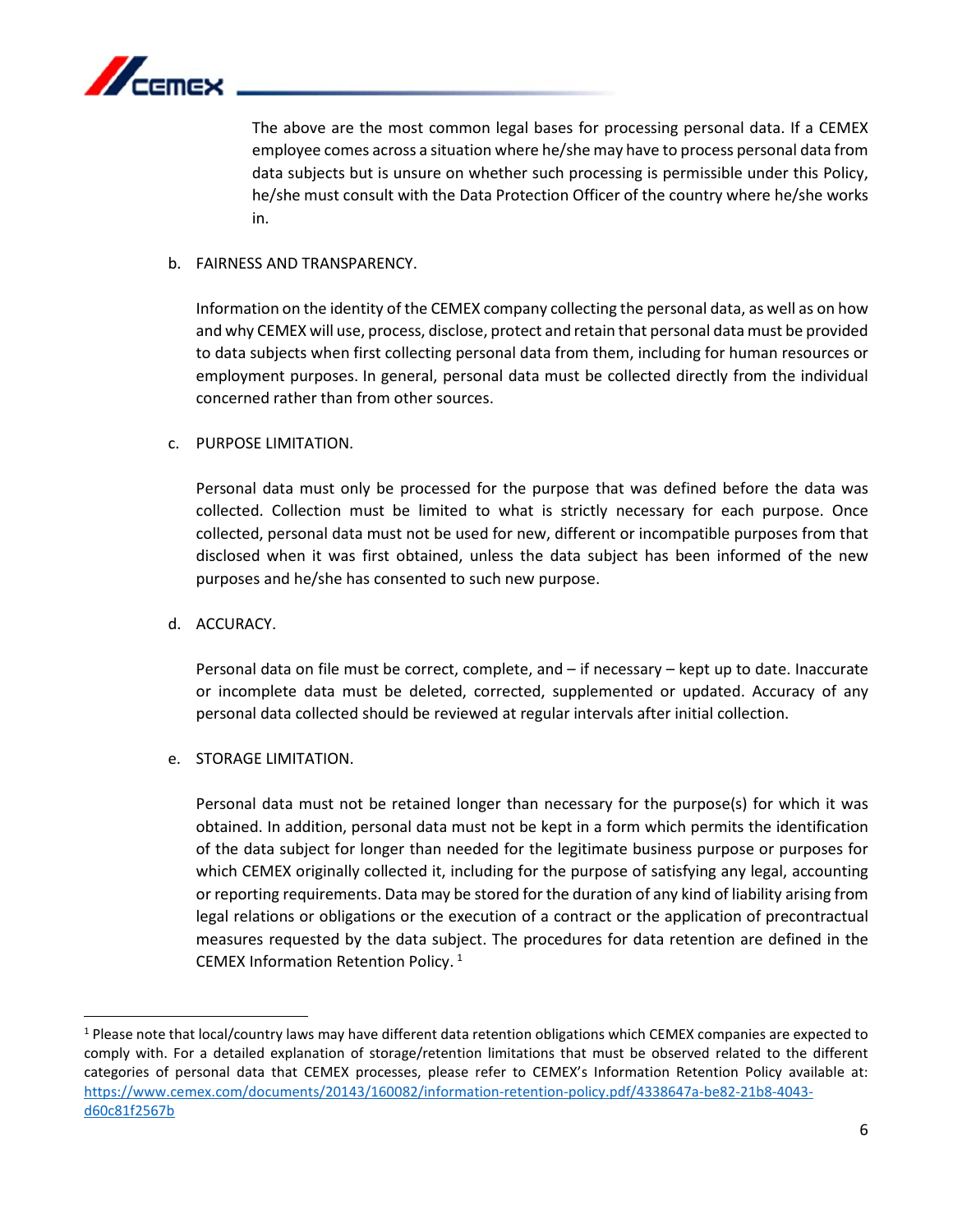The above are the most common legal bases for processing personal data. If a CEMEX employee comes across a situation where he/she may have to process personal data from data subjects but is unsure on whether such processing is permissible under this Policy, he/she must consult with the Data Protection Officer of the country where he/she works in.

b. FAIRNESS AND TRANSPARENCY.

Information on the identity of the CEMEX company collecting the personal data, as well as on how and why CEMEX will use, process, disclose, protect and retain that personal data must be provided to data subjects when first collecting personal data from them, including for human resources or employment purposes. In general, personal data must be collected directly from the individual concerned rather than from other sources.

c. PURPOSE LIMITATION.

Personal data must only be processed for the purpose that was defined before the data was collected. Collection must be limited to what is strictly necessary for each purpose. Once collected, personal data must not be used for new, different or incompatible purposes from that disclosed when it was first obtained, unless the data subject has been informed of the new purposes and he/she has consented to such new purpose.

d. ACCURACY.

Personal data on file must be correct, complete, and – if necessary – kept up to date. Inaccurate or incomplete data must be deleted, corrected, supplemented or updated. Accuracy of any personal data collected should be reviewed at regular intervals after initial collection.

e. STORAGE LIMITATION.

Personal data must not be retained longer than necessary for the purpose(s) for which it was obtained. In addition, personal data must not be kept in a form which permits the identification of the data subject for longer than needed for the legitimate business purpose or purposes for which CEMEX originally collected it, including for the purpose of satisfying any legal, accounting or reporting requirements. Data may be stored for the duration of any kind of liability arising from legal relations or obligations or the execution of a contract or the application of precontractual measures requested by the data subject. The procedures for data retention are defined in the CEMEX Information Retention Policy. [1]

---

[1] Please note that local/country laws may have different data retention obligations which CEMEX companies are expected to comply with. For a detailed explanation of storage/retention limitations that must be observed related to the different categories of personal data that CEMEX processes, please refer to CEMEX's Information Retention Policy available at: https://www.cemex.com/documents/20143/160082/information-retention-policy.pdf/4338647a-be82-21b8-4043-d60c81f2567b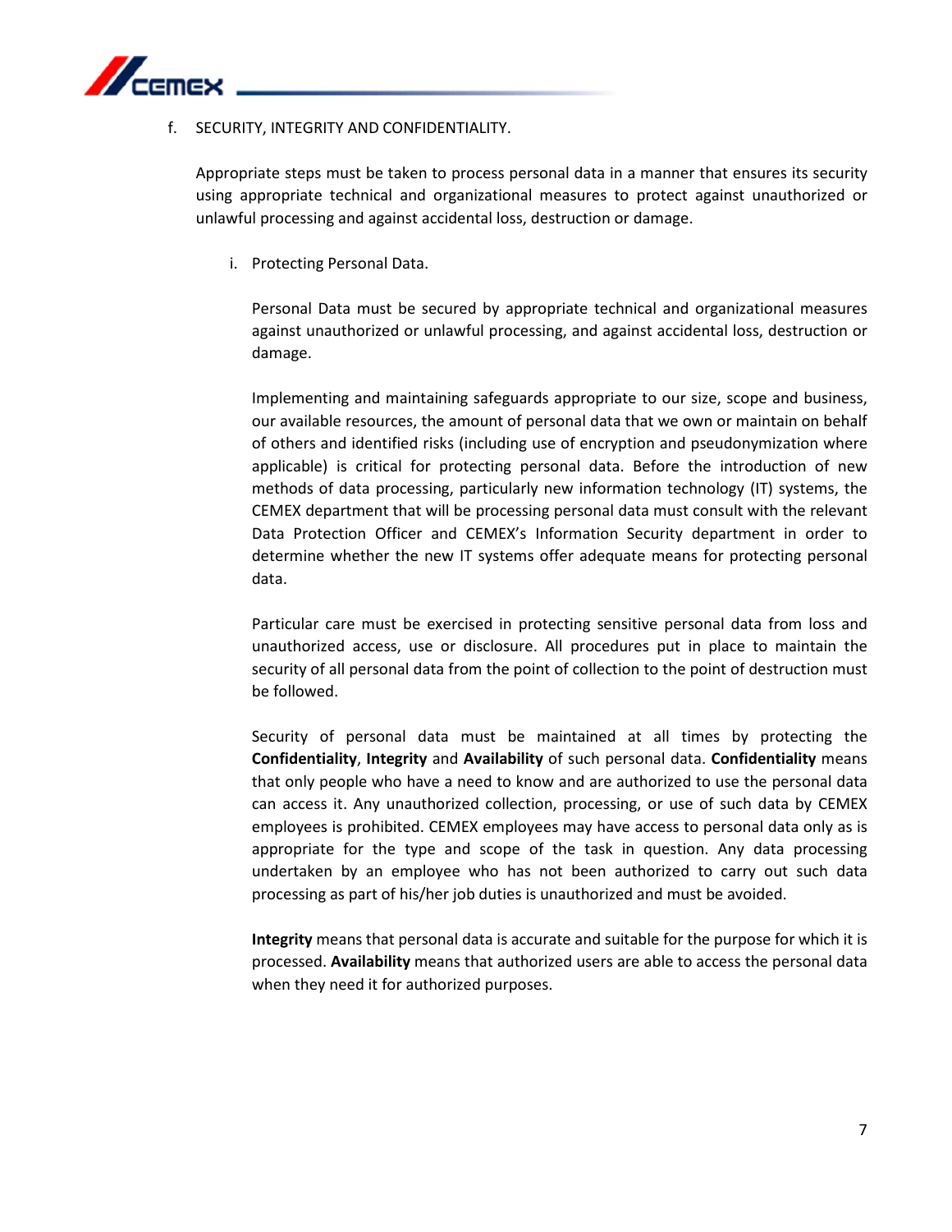f. SECURITY, INTEGRITY AND CONFIDENTIALITY.

Appropriate steps must be taken to process personal data in a manner that ensures its security using appropriate technical and organizational measures to protect against unauthorized or unlawful processing and against accidental loss, destruction or damage.

i. Protecting Personal Data.

Personal Data must be secured by appropriate technical and organizational measures against unauthorized or unlawful processing, and against accidental loss, destruction or damage.

Implementing and maintaining safeguards appropriate to our size, scope and business, our available resources, the amount of personal data that we own or maintain on behalf of others and identified risks (including use of encryption and pseudonymization where applicable) is critical for protecting personal data. Before the introduction of new methods of data processing, particularly new information technology (IT) systems, the CEMEX department that will be processing personal data must consult with the relevant Data Protection Officer and CEMEX's Information Security department in order to determine whether the new IT systems offer adequate means for protecting personal data.

Particular care must be exercised in protecting sensitive personal data from loss and unauthorized access, use or disclosure. All procedures put in place to maintain the security of all personal data from the point of collection to the point of destruction must be followed.

Security of personal data must be maintained at all times by protecting the **Confidentiality**, **Integrity** and **Availability** of such personal data. **Confidentiality** means that only people who have a need to know and are authorized to use the personal data can access it. Any unauthorized collection, processing, or use of such data by CEMEX employees is prohibited. CEMEX employees may have access to personal data only as is appropriate for the type and scope of the task in question. Any data processing undertaken by an employee who has not been authorized to carry out such data processing as part of his/her job duties is unauthorized and must be avoided.

**Integrity** means that personal data is accurate and suitable for the purpose for which it is processed. **Availability** means that authorized users are able to access the personal data when they need it for authorized purposes.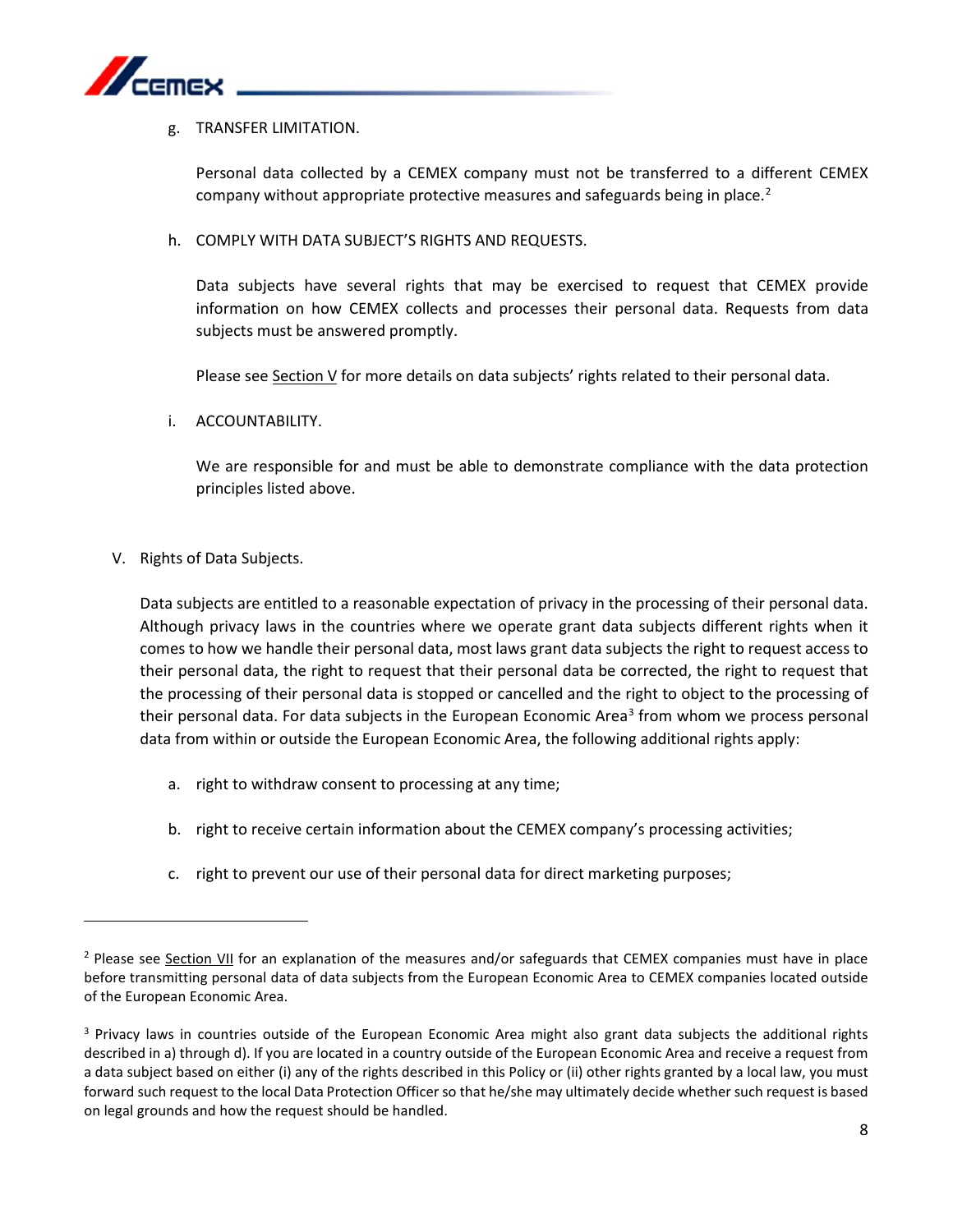g. TRANSFER LIMITATION.

   Personal data collected by a CEMEX company must not be transferred to a different CEMEX company without appropriate protective measures and safeguards being in place.[2]

h. COMPLY WITH DATA SUBJECT'S RIGHTS AND REQUESTS.

   Data subjects have several rights that may be exercised to request that CEMEX provide information on how CEMEX collects and processes their personal data. Requests from data subjects must be answered promptly.

   Please see Section V for more details on data subjects' rights related to their personal data.

i. ACCOUNTABILITY.

   We are responsible for and must be able to demonstrate compliance with the data protection principles listed above.

## V. Rights of Data Subjects.

Data subjects are entitled to a reasonable expectation of privacy in the processing of their personal data. Although privacy laws in the countries where we operate grant data subjects different rights when it comes to how we handle their personal data, most laws grant data subjects the right to request access to their personal data, the right to request that their personal data be corrected, the right to request that the processing of their personal data is stopped or cancelled and the right to object to the processing of their personal data. For data subjects in the European Economic Area[3] from whom we process personal data from within or outside the European Economic Area, the following additional rights apply:

a. right to withdraw consent to processing at any time;

b. right to receive certain information about the CEMEX company's processing activities;

c. right to prevent our use of their personal data for direct marketing purposes;

---

[2] Please see Section VII for an explanation of the measures and/or safeguards that CEMEX companies must have in place before transmitting personal data of data subjects from the European Economic Area to CEMEX companies located outside of the European Economic Area.

[3] Privacy laws in countries outside of the European Economic Area might also grant data subjects the additional rights described in a) through d). If you are located in a country outside of the European Economic Area and receive a request from a data subject based on either (i) any of the rights described in this Policy or (ii) other rights granted by a local law, you must forward such request to the local Data Protection Officer so that he/she may ultimately decide whether such request is based on legal grounds and how the request should be handled.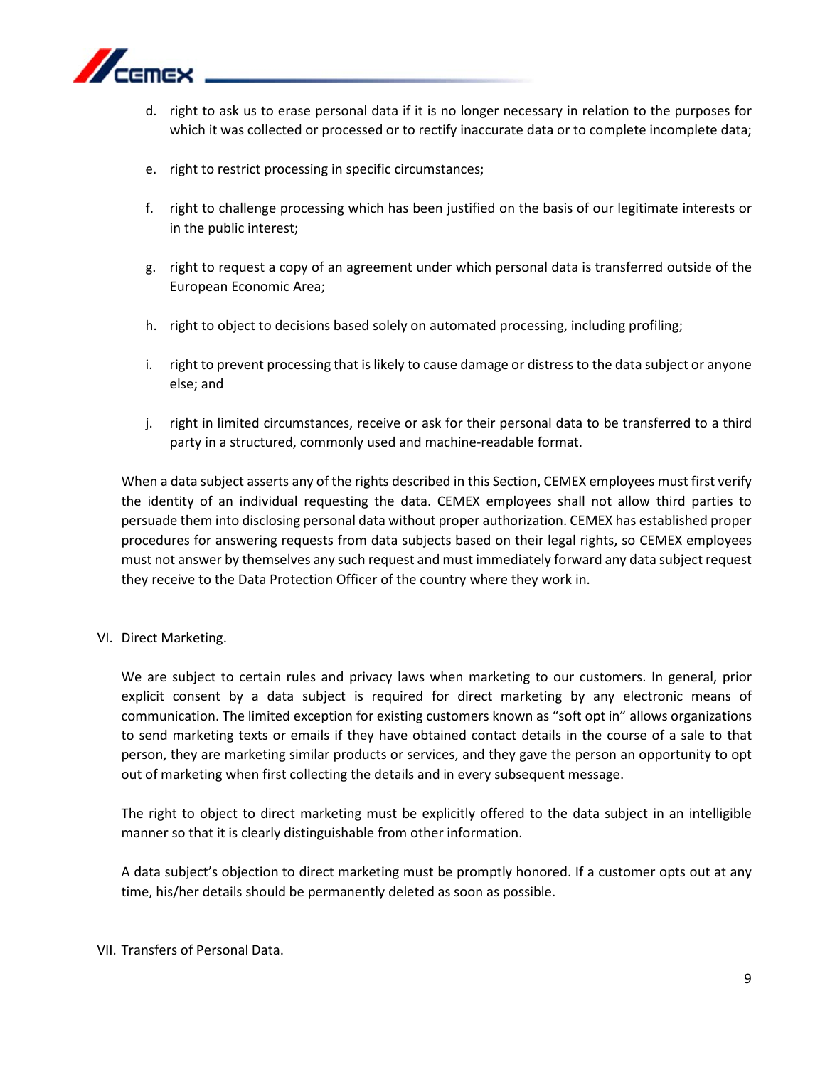d. right to ask us to erase personal data if it is no longer necessary in relation to the purposes for which it was collected or processed or to rectify inaccurate data or to complete incomplete data;

e. right to restrict processing in specific circumstances;

f. right to challenge processing which has been justified on the basis of our legitimate interests or in the public interest;

g. right to request a copy of an agreement under which personal data is transferred outside of the European Economic Area;

h. right to object to decisions based solely on automated processing, including profiling;

i. right to prevent processing that is likely to cause damage or distress to the data subject or anyone else; and

j. right in limited circumstances, receive or ask for their personal data to be transferred to a third party in a structured, commonly used and machine-readable format.

When a data subject asserts any of the rights described in this Section, CEMEX employees must first verify the identity of an individual requesting the data. CEMEX employees shall not allow third parties to persuade them into disclosing personal data without proper authorization. CEMEX has established proper procedures for answering requests from data subjects based on their legal rights, so CEMEX employees must not answer by themselves any such request and must immediately forward any data subject request they receive to the Data Protection Officer of the country where they work in.

VI. Direct Marketing.

We are subject to certain rules and privacy laws when marketing to our customers. In general, prior explicit consent by a data subject is required for direct marketing by any electronic means of communication. The limited exception for existing customers known as "soft opt in" allows organizations to send marketing texts or emails if they have obtained contact details in the course of a sale to that person, they are marketing similar products or services, and they gave the person an opportunity to opt out of marketing when first collecting the details and in every subsequent message.

The right to object to direct marketing must be explicitly offered to the data subject in an intelligible manner so that it is clearly distinguishable from other information.

A data subject's objection to direct marketing must be promptly honored. If a customer opts out at any time, his/her details should be permanently deleted as soon as possible.

VII. Transfers of Personal Data.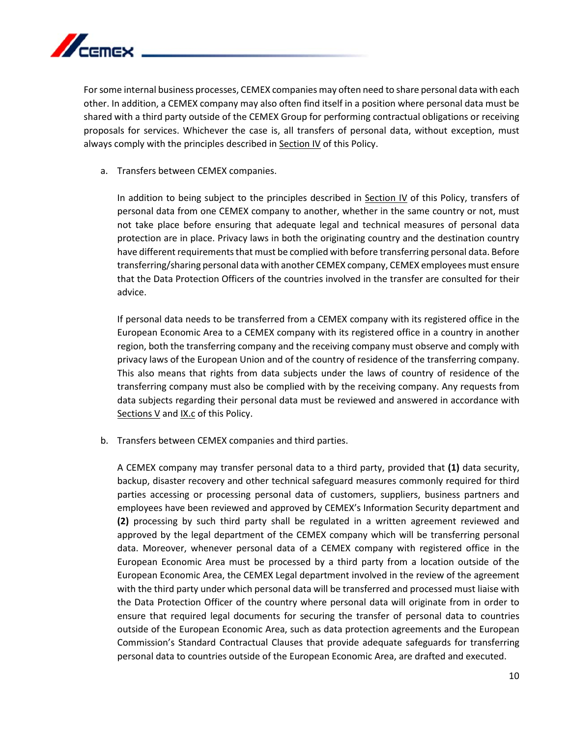For some internal business processes, CEMEX companies may often need to share personal data with each other. In addition, a CEMEX company may also often find itself in a position where personal data must be shared with a third party outside of the CEMEX Group for performing contractual obligations or receiving proposals for services. Whichever the case is, all transfers of personal data, without exception, must always comply with the principles described in Section IV of this Policy.

a. Transfers between CEMEX companies.

   In addition to being subject to the principles described in Section IV of this Policy, transfers of personal data from one CEMEX company to another, whether in the same country or not, must not take place before ensuring that adequate legal and technical measures of personal data protection are in place. Privacy laws in both the originating country and the destination country have different requirements that must be complied with before transferring personal data. Before transferring/sharing personal data with another CEMEX company, CEMEX employees must ensure that the Data Protection Officers of the countries involved in the transfer are consulted for their advice.

   If personal data needs to be transferred from a CEMEX company with its registered office in the European Economic Area to a CEMEX company with its registered office in a country in another region, both the transferring company and the receiving company must observe and comply with privacy laws of the European Union and of the country of residence of the transferring company. This also means that rights from data subjects under the laws of country of residence of the transferring company must also be complied with by the receiving company. Any requests from data subjects regarding their personal data must be reviewed and answered in accordance with Sections V and IX.c of this Policy.

b. Transfers between CEMEX companies and third parties.

   A CEMEX company may transfer personal data to a third party, provided that **(1)** data security, backup, disaster recovery and other technical safeguard measures commonly required for third parties accessing or processing personal data of customers, suppliers, business partners and employees have been reviewed and approved by CEMEX's Information Security department and **(2)** processing by such third party shall be regulated in a written agreement reviewed and approved by the legal department of the CEMEX company which will be transferring personal data. Moreover, whenever personal data of a CEMEX company with registered office in the European Economic Area must be processed by a third party from a location outside of the European Economic Area, the CEMEX Legal department involved in the review of the agreement with the third party under which personal data will be transferred and processed must liaise with the Data Protection Officer of the country where personal data will originate from in order to ensure that required legal documents for securing the transfer of personal data to countries outside of the European Economic Area, such as data protection agreements and the European Commission's Standard Contractual Clauses that provide adequate safeguards for transferring personal data to countries outside of the European Economic Area, are drafted and executed.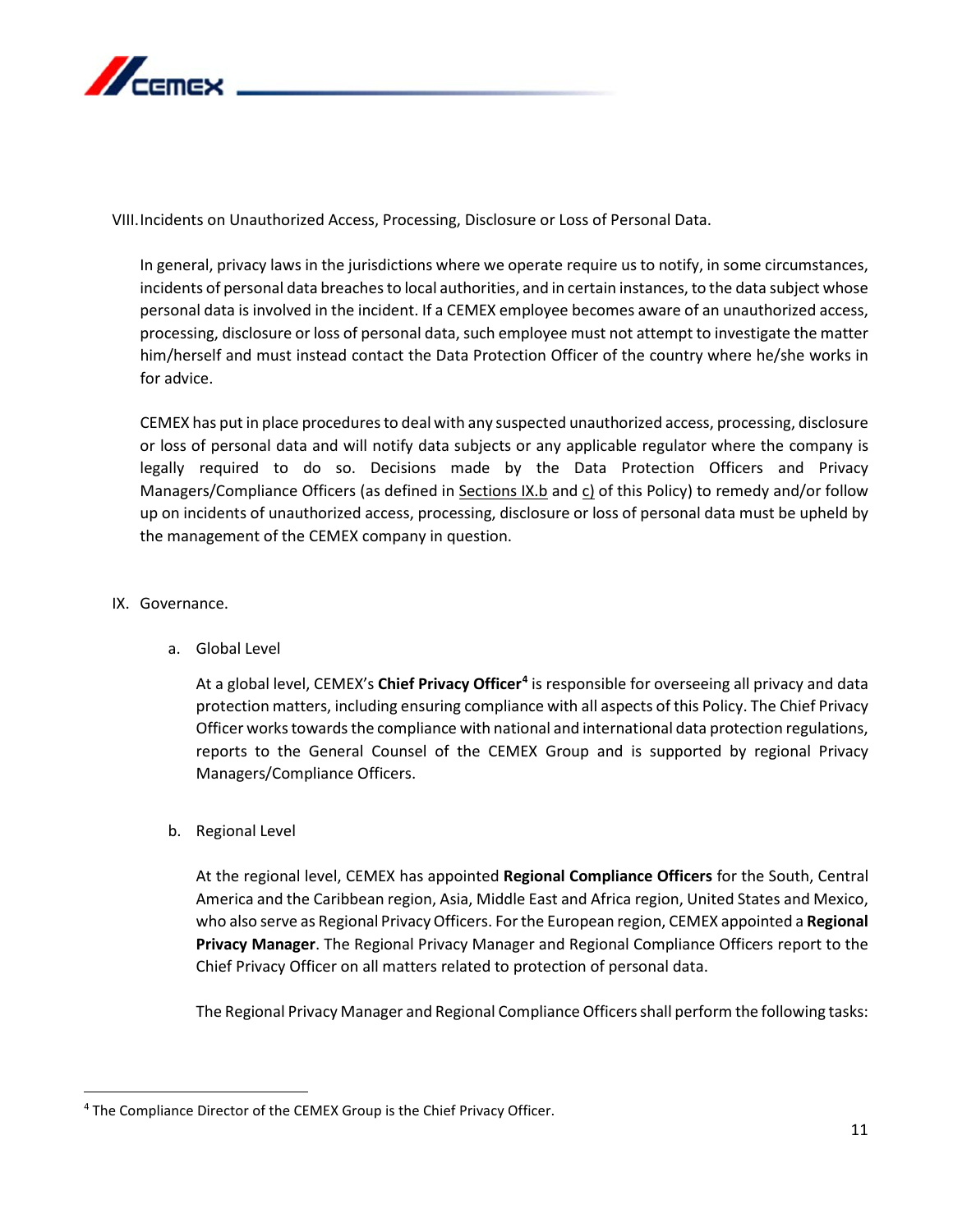## VIII. Incidents on Unauthorized Access, Processing, Disclosure or Loss of Personal Data.

In general, privacy laws in the jurisdictions where we operate require us to notify, in some circumstances, incidents of personal data breaches to local authorities, and in certain instances, to the data subject whose personal data is involved in the incident. If a CEMEX employee becomes aware of an unauthorized access, processing, disclosure or loss of personal data, such employee must not attempt to investigate the matter him/herself and must instead contact the Data Protection Officer of the country where he/she works in for advice.

CEMEX has put in place procedures to deal with any suspected unauthorized access, processing, disclosure or loss of personal data and will notify data subjects or any applicable regulator where the company is legally required to do so. Decisions made by the Data Protection Officers and Privacy Managers/Compliance Officers (as defined in Sections IX.b and c) of this Policy) to remedy and/or follow up on incidents of unauthorized access, processing, disclosure or loss of personal data must be upheld by the management of the CEMEX company in question.

## IX. Governance.

### a. Global Level

At a global level, CEMEX's **Chief Privacy Officer**[4] is responsible for overseeing all privacy and data protection matters, including ensuring compliance with all aspects of this Policy. The Chief Privacy Officer works towards the compliance with national and international data protection regulations, reports to the General Counsel of the CEMEX Group and is supported by regional Privacy Managers/Compliance Officers.

### b. Regional Level

At the regional level, CEMEX has appointed **Regional Compliance Officers** for the South, Central America and the Caribbean region, Asia, Middle East and Africa region, United States and Mexico, who also serve as Regional Privacy Officers. For the European region, CEMEX appointed a **Regional Privacy Manager**. The Regional Privacy Manager and Regional Compliance Officers report to the Chief Privacy Officer on all matters related to protection of personal data.

The Regional Privacy Manager and Regional Compliance Officers shall perform the following tasks:

---

[4] The Compliance Director of the CEMEX Group is the Chief Privacy Officer.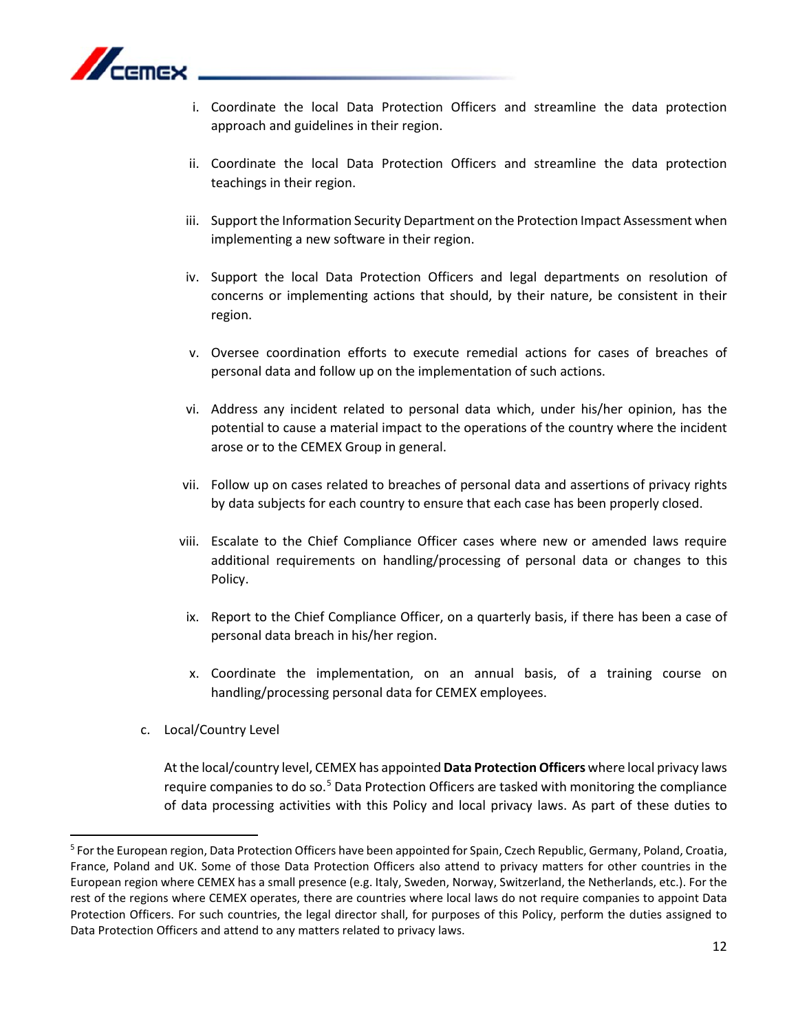i. Coordinate the local Data Protection Officers and streamline the data protection approach and guidelines in their region.

ii. Coordinate the local Data Protection Officers and streamline the data protection teachings in their region.

iii. Support the Information Security Department on the Protection Impact Assessment when implementing a new software in their region.

iv. Support the local Data Protection Officers and legal departments on resolution of concerns or implementing actions that should, by their nature, be consistent in their region.

v. Oversee coordination efforts to execute remedial actions for cases of breaches of personal data and follow up on the implementation of such actions.

vi. Address any incident related to personal data which, under his/her opinion, has the potential to cause a material impact to the operations of the country where the incident arose or to the CEMEX Group in general.

vii. Follow up on cases related to breaches of personal data and assertions of privacy rights by data subjects for each country to ensure that each case has been properly closed.

viii. Escalate to the Chief Compliance Officer cases where new or amended laws require additional requirements on handling/processing of personal data or changes to this Policy.

ix. Report to the Chief Compliance Officer, on a quarterly basis, if there has been a case of personal data breach in his/her region.

x. Coordinate the implementation, on an annual basis, of a training course on handling/processing personal data for CEMEX employees.

c. Local/Country Level

At the local/country level, CEMEX has appointed **Data Protection Officers** where local privacy laws require companies to do so.[5] Data Protection Officers are tasked with monitoring the compliance of data processing activities with this Policy and local privacy laws. As part of these duties to

---

[5] For the European region, Data Protection Officers have been appointed for Spain, Czech Republic, Germany, Poland, Croatia, France, Poland and UK. Some of those Data Protection Officers also attend to privacy matters for other countries in the European region where CEMEX has a small presence (e.g. Italy, Sweden, Norway, Switzerland, the Netherlands, etc.). For the rest of the regions where CEMEX operates, there are countries where local laws do not require companies to appoint Data Protection Officers. For such countries, the legal director shall, for purposes of this Policy, perform the duties assigned to Data Protection Officers and attend to any matters related to privacy laws.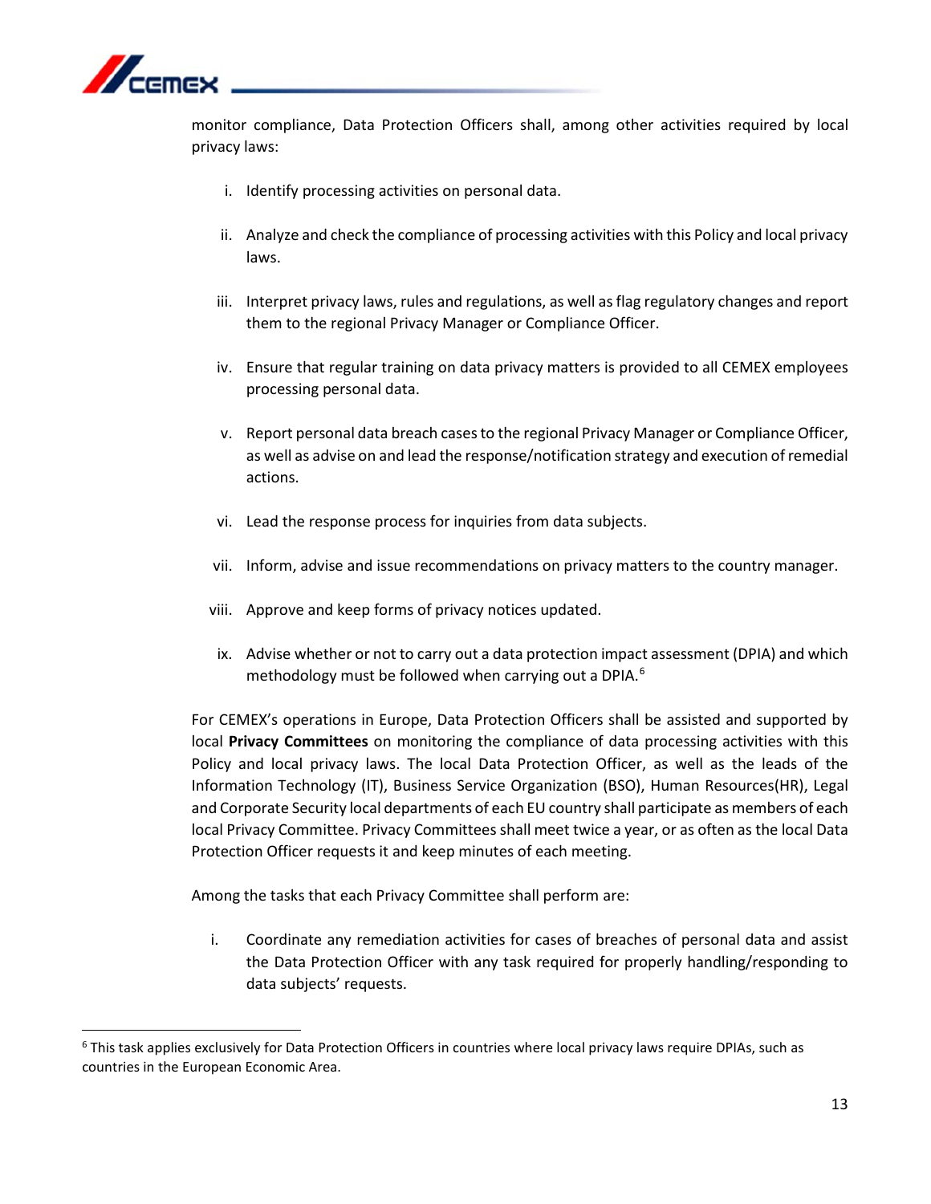monitor compliance, Data Protection Officers shall, among other activities required by local privacy laws:

i. Identify processing activities on personal data.

ii. Analyze and check the compliance of processing activities with this Policy and local privacy laws.

iii. Interpret privacy laws, rules and regulations, as well as flag regulatory changes and report them to the regional Privacy Manager or Compliance Officer.

iv. Ensure that regular training on data privacy matters is provided to all CEMEX employees processing personal data.

v. Report personal data breach cases to the regional Privacy Manager or Compliance Officer, as well as advise on and lead the response/notification strategy and execution of remedial actions.

vi. Lead the response process for inquiries from data subjects.

vii. Inform, advise and issue recommendations on privacy matters to the country manager.

viii. Approve and keep forms of privacy notices updated.

ix. Advise whether or not to carry out a data protection impact assessment (DPIA) and which methodology must be followed when carrying out a DPIA.[6]

For CEMEX's operations in Europe, Data Protection Officers shall be assisted and supported by local **Privacy Committees** on monitoring the compliance of data processing activities with this Policy and local privacy laws. The local Data Protection Officer, as well as the leads of the Information Technology (IT), Business Service Organization (BSO), Human Resources(HR), Legal and Corporate Security local departments of each EU country shall participate as members of each local Privacy Committee. Privacy Committees shall meet twice a year, or as often as the local Data Protection Officer requests it and keep minutes of each meeting.

Among the tasks that each Privacy Committee shall perform are:

i. Coordinate any remediation activities for cases of breaches of personal data and assist the Data Protection Officer with any task required for properly handling/responding to data subjects' requests.

---

[6] This task applies exclusively for Data Protection Officers in countries where local privacy laws require DPIAs, such as countries in the European Economic Area.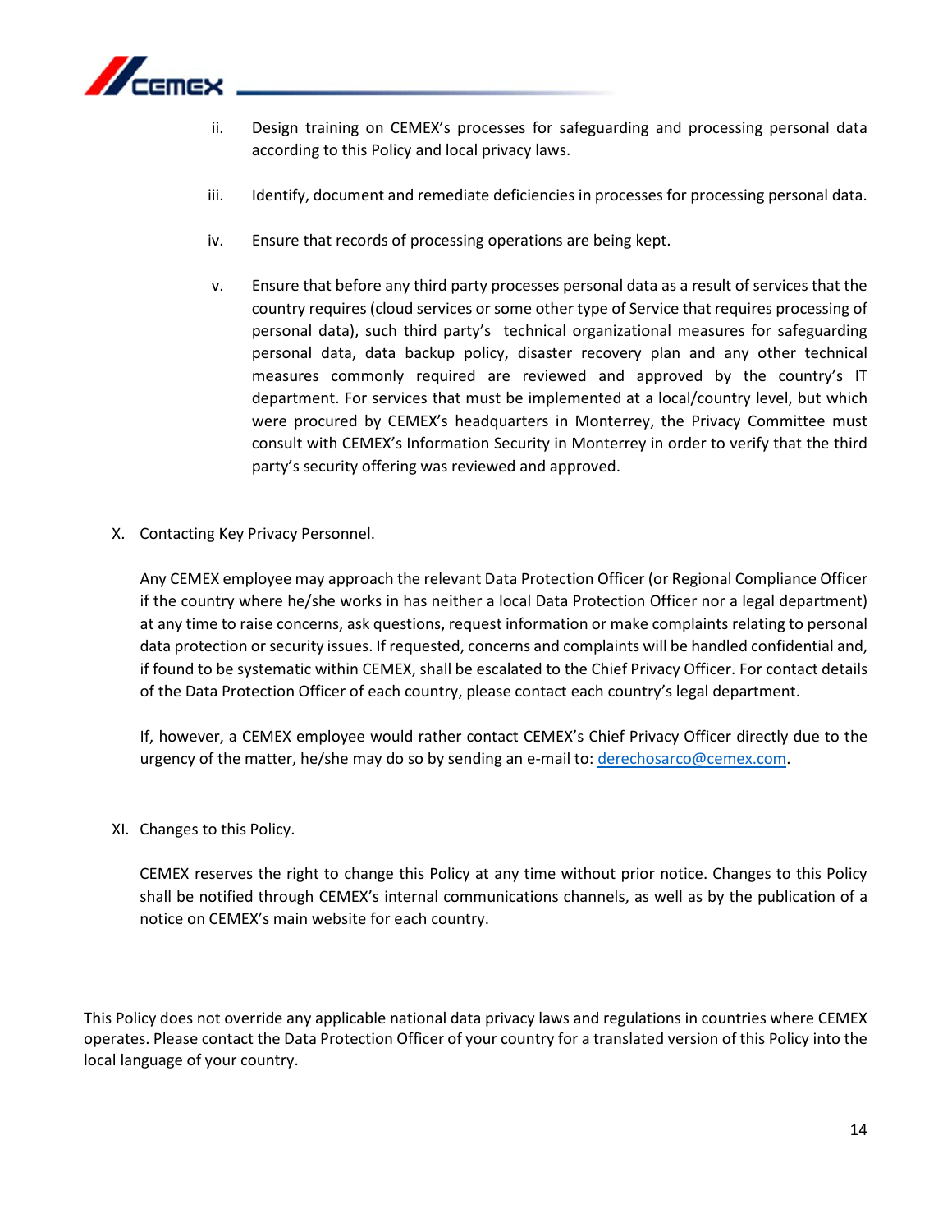ii. Design training on CEMEX's processes for safeguarding and processing personal data according to this Policy and local privacy laws.

iii. Identify, document and remediate deficiencies in processes for processing personal data.

iv. Ensure that records of processing operations are being kept.

v. Ensure that before any third party processes personal data as a result of services that the country requires (cloud services or some other type of Service that requires processing of personal data), such third party's technical organizational measures for safeguarding personal data, data backup policy, disaster recovery plan and any other technical measures commonly required are reviewed and approved by the country's IT department. For services that must be implemented at a local/country level, but which were procured by CEMEX's headquarters in Monterrey, the Privacy Committee must consult with CEMEX's Information Security in Monterrey in order to verify that the third party's security offering was reviewed and approved.

## X. Contacting Key Privacy Personnel.

Any CEMEX employee may approach the relevant Data Protection Officer (or Regional Compliance Officer if the country where he/she works in has neither a local Data Protection Officer nor a legal department) at any time to raise concerns, ask questions, request information or make complaints relating to personal data protection or security issues. If requested, concerns and complaints will be handled confidential and, if found to be systematic within CEMEX, shall be escalated to the Chief Privacy Officer. For contact details of the Data Protection Officer of each country, please contact each country's legal department.

If, however, a CEMEX employee would rather contact CEMEX's Chief Privacy Officer directly due to the urgency of the matter, he/she may do so by sending an e-mail to: derechosarco@cemex.com.

## XI. Changes to this Policy.

CEMEX reserves the right to change this Policy at any time without prior notice. Changes to this Policy shall be notified through CEMEX's internal communications channels, as well as by the publication of a notice on CEMEX's main website for each country.

This Policy does not override any applicable national data privacy laws and regulations in countries where CEMEX operates. Please contact the Data Protection Officer of your country for a translated version of this Policy into the local language of your country.